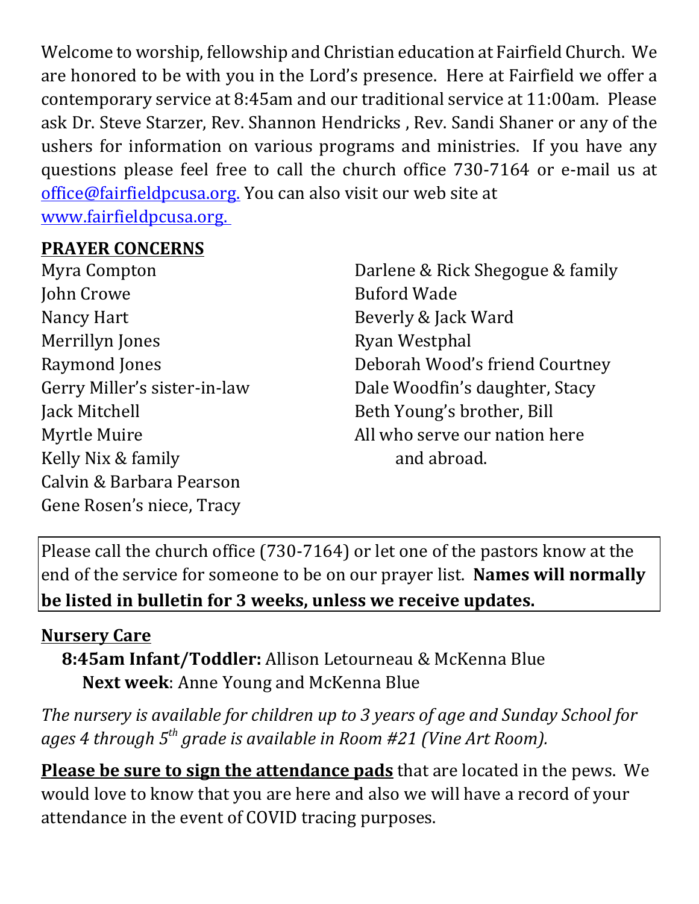Welcome to worship, fellowship and Christian education at Fairfield Church. We are honored to be with you in the Lord's presence. Here at Fairfield we offer a contemporary service at 8:45am and our traditional service at 11:00am. Please ask Dr. Steve Starzer, Rev. Shannon Hendricks , Rev. Sandi Shaner or any of the ushers for information on various programs and ministries. If you have any questions please feel free to call the church office 730-7164 or e-mail us at office@fairfieldpcusa.org. You can also visit our web site at www.fairfieldpcusa.org.

**PRAYER CONCERNS**

Myra Compton
John Crowe
Nancy Hart
Merrillyn Jones
Raymond Jones
Gerry Miller's sister-in-law
Jack Mitchell
Myrtle Muire
Kelly Nix & family
Calvin & Barbara Pearson
Gene Rosen's niece, Tracy
Darlene & Rick Shegogue & family
Buford Wade
Beverly & Jack Ward
Ryan Westphal
Deborah Wood's friend Courtney
Dale Woodfin's daughter, Stacy
Beth Young's brother, Bill
All who serve our nation here and abroad.

Please call the church office (730-7164) or let one of the pastors know at the end of the service for someone to be on our prayer list. **Names will normally be listed in bulletin for 3 weeks, unless we receive updates.**

**Nursery Care**

**8:45am Infant/Toddler:** Allison Letourneau & McKenna Blue
**Next week**: Anne Young and McKenna Blue

*The nursery is available for children up to 3 years of age and Sunday School for ages 4 through 5th grade is available in Room #21 (Vine Art Room).*

**Please be sure to sign the attendance pads** that are located in the pews. We would love to know that you are here and also we will have a record of your attendance in the event of COVID tracing purposes.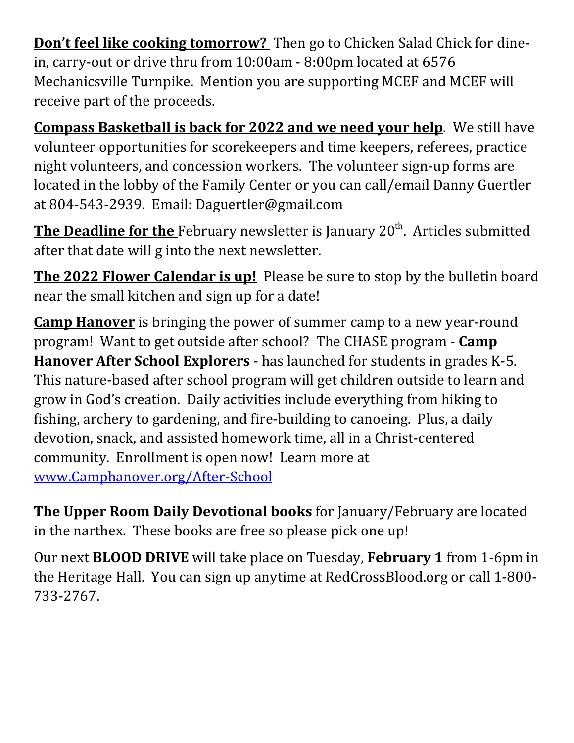**Don't feel like cooking tomorrow?** Then go to Chicken Salad Chick for dine-in, carry-out or drive thru from 10:00am - 8:00pm located at 6576 Mechanicsville Turnpike. Mention you are supporting MCEF and MCEF will receive part of the proceeds.

**Compass Basketball is back for 2022 and we need your help**. We still have volunteer opportunities for scorekeepers and time keepers, referees, practice night volunteers, and concession workers. The volunteer sign-up forms are located in the lobby of the Family Center or you can call/email Danny Guertler at 804-543-2939. Email: Daguertler@gmail.com

**The Deadline for the** February newsletter is January 20th. Articles submitted after that date will g into the next newsletter.

**The 2022 Flower Calendar is up!** Please be sure to stop by the bulletin board near the small kitchen and sign up for a date!

**Camp Hanover** is bringing the power of summer camp to a new year-round program! Want to get outside after school? The CHASE program - **Camp Hanover After School Explorers** - has launched for students in grades K-5. This nature-based after school program will get children outside to learn and grow in God's creation. Daily activities include everything from hiking to fishing, archery to gardening, and fire-building to canoeing. Plus, a daily devotion, snack, and assisted homework time, all in a Christ-centered community. Enrollment is open now! Learn more at [www.Camphanover.org/After-School](www.Camphanover.org/After-School)

**The Upper Room Daily Devotional books** for January/February are located in the narthex. These books are free so please pick one up!

Our next **BLOOD DRIVE** will take place on Tuesday, **February 1** from 1-6pm in the Heritage Hall. You can sign up anytime at RedCrossBlood.org or call 1-800-733-2767.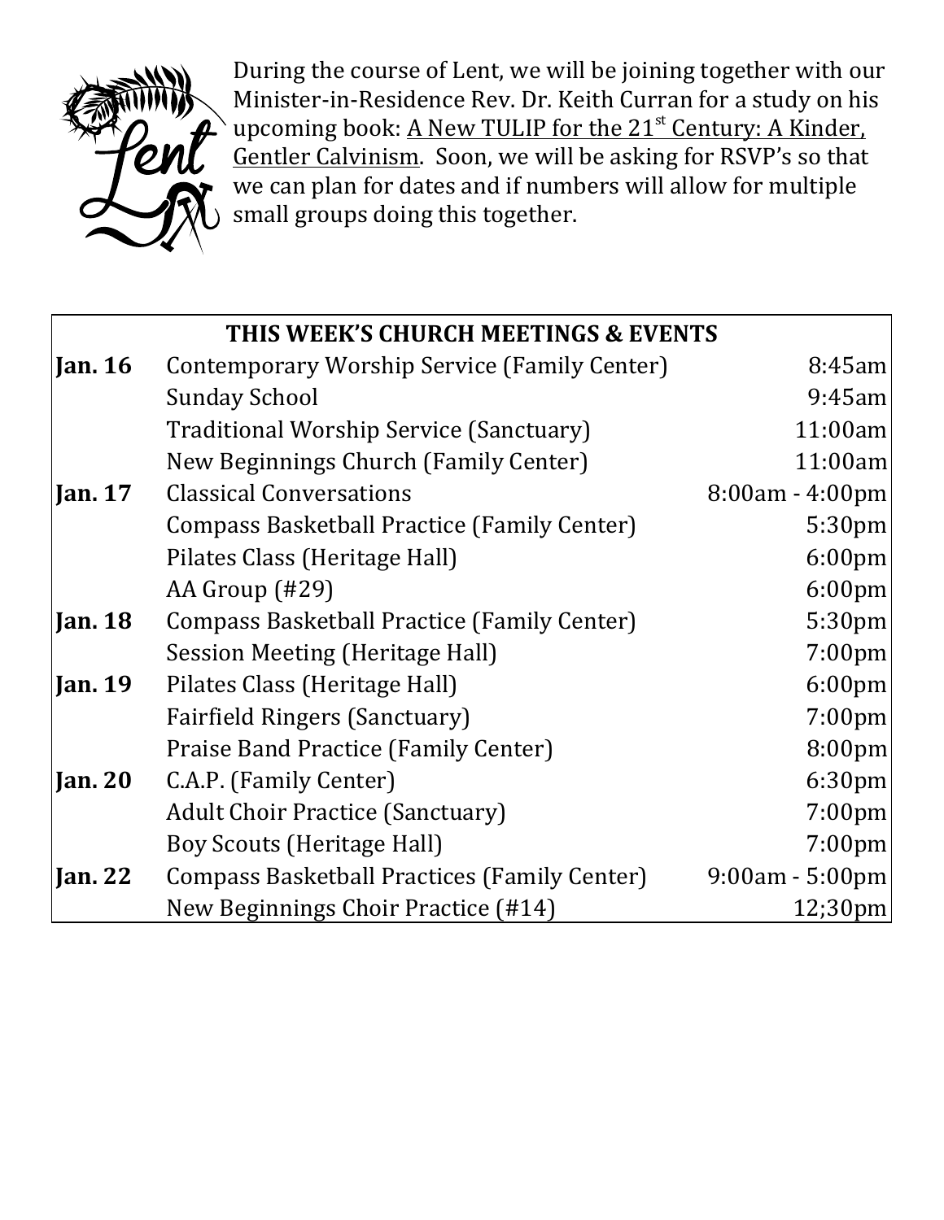During the course of Lent, we will be joining together with our Minister-in-Residence Rev. Dr. Keith Curran for a study on his upcoming book: A New TULIP for the 21st Century: A Kinder, Gentler Calvinism. Soon, we will be asking for RSVP's so that we can plan for dates and if numbers will allow for multiple small groups doing this together.

| THIS WEEK'S CHURCH MEETINGS & EVENTS | | |
|---|---|---|
| **Jan. 16** | Contemporary Worship Service (Family Center) | 8:45am |
| | Sunday School | 9:45am |
| | Traditional Worship Service (Sanctuary) | 11:00am |
| | New Beginnings Church (Family Center) | 11:00am |
| **Jan. 17** | Classical Conversations | 8:00am - 4:00pm |
| | Compass Basketball Practice (Family Center) | 5:30pm |
| | Pilates Class (Heritage Hall) | 6:00pm |
| | AA Group (#29) | 6:00pm |
| **Jan. 18** | Compass Basketball Practice (Family Center) | 5:30pm |
| | Session Meeting (Heritage Hall) | 7:00pm |
| **Jan. 19** | Pilates Class (Heritage Hall) | 6:00pm |
| | Fairfield Ringers (Sanctuary) | 7:00pm |
| | Praise Band Practice (Family Center) | 8:00pm |
| **Jan. 20** | C.A.P. (Family Center) | 6:30pm |
| | Adult Choir Practice (Sanctuary) | 7:00pm |
| | Boy Scouts (Heritage Hall) | 7:00pm |
| **Jan. 22** | Compass Basketball Practices (Family Center) | 9:00am - 5:00pm |
| | New Beginnings Choir Practice (#14) | 12;30pm |